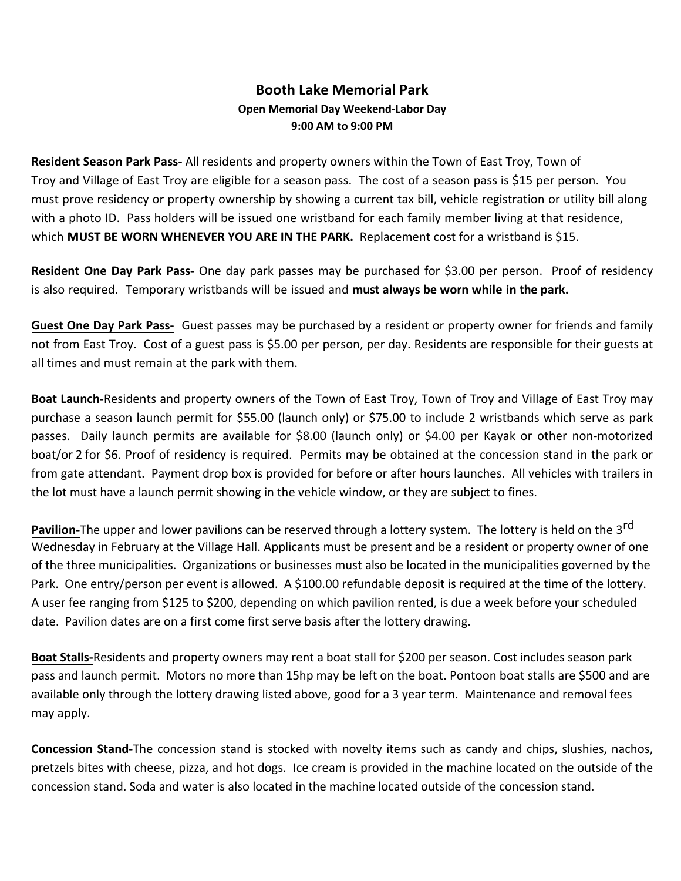# Booth Lake Memorial Park

**Open Memorial Day Weekend-Labor Day**
**9:00 AM to 9:00 PM**

**Resident Season Park Pass-** All residents and property owners within the Town of East Troy, Town of Troy and Village of East Troy are eligible for a season pass. The cost of a season pass is $15 per person. You must prove residency or property ownership by showing a current tax bill, vehicle registration or utility bill along with a photo ID. Pass holders will be issued one wristband for each family member living at that residence, which **MUST BE WORN WHENEVER YOU ARE IN THE PARK.** Replacement cost for a wristband is $15.

**Resident One Day Park Pass-** One day park passes may be purchased for $3.00 per person. Proof of residency is also required. Temporary wristbands will be issued and **must always be worn while in the park.**

**Guest One Day Park Pass-** Guest passes may be purchased by a resident or property owner for friends and family not from East Troy. Cost of a guest pass is $5.00 per person, per day. Residents are responsible for their guests at all times and must remain at the park with them.

**Boat Launch-**Residents and property owners of the Town of East Troy, Town of Troy and Village of East Troy may purchase a season launch permit for $55.00 (launch only) or $75.00 to include 2 wristbands which serve as park passes. Daily launch permits are available for $8.00 (launch only) or $4.00 per Kayak or other non-motorized boat/or 2 for $6. Proof of residency is required. Permits may be obtained at the concession stand in the park or from gate attendant. Payment drop box is provided for before or after hours launches. All vehicles with trailers in the lot must have a launch permit showing in the vehicle window, or they are subject to fines.

**Pavilion-**The upper and lower pavilions can be reserved through a lottery system. The lottery is held on the 3rd Wednesday in February at the Village Hall. Applicants must be present and be a resident or property owner of one of the three municipalities. Organizations or businesses must also be located in the municipalities governed by the Park. One entry/person per event is allowed. A $100.00 refundable deposit is required at the time of the lottery. A user fee ranging from $125 to $200, depending on which pavilion rented, is due a week before your scheduled date. Pavilion dates are on a first come first serve basis after the lottery drawing.

**Boat Stalls-**Residents and property owners may rent a boat stall for $200 per season. Cost includes season park pass and launch permit. Motors no more than 15hp may be left on the boat. Pontoon boat stalls are $500 and are available only through the lottery drawing listed above, good for a 3 year term. Maintenance and removal fees may apply.

**Concession Stand-**The concession stand is stocked with novelty items such as candy and chips, slushies, nachos, pretzels bites with cheese, pizza, and hot dogs. Ice cream is provided in the machine located on the outside of the concession stand. Soda and water is also located in the machine located outside of the concession stand.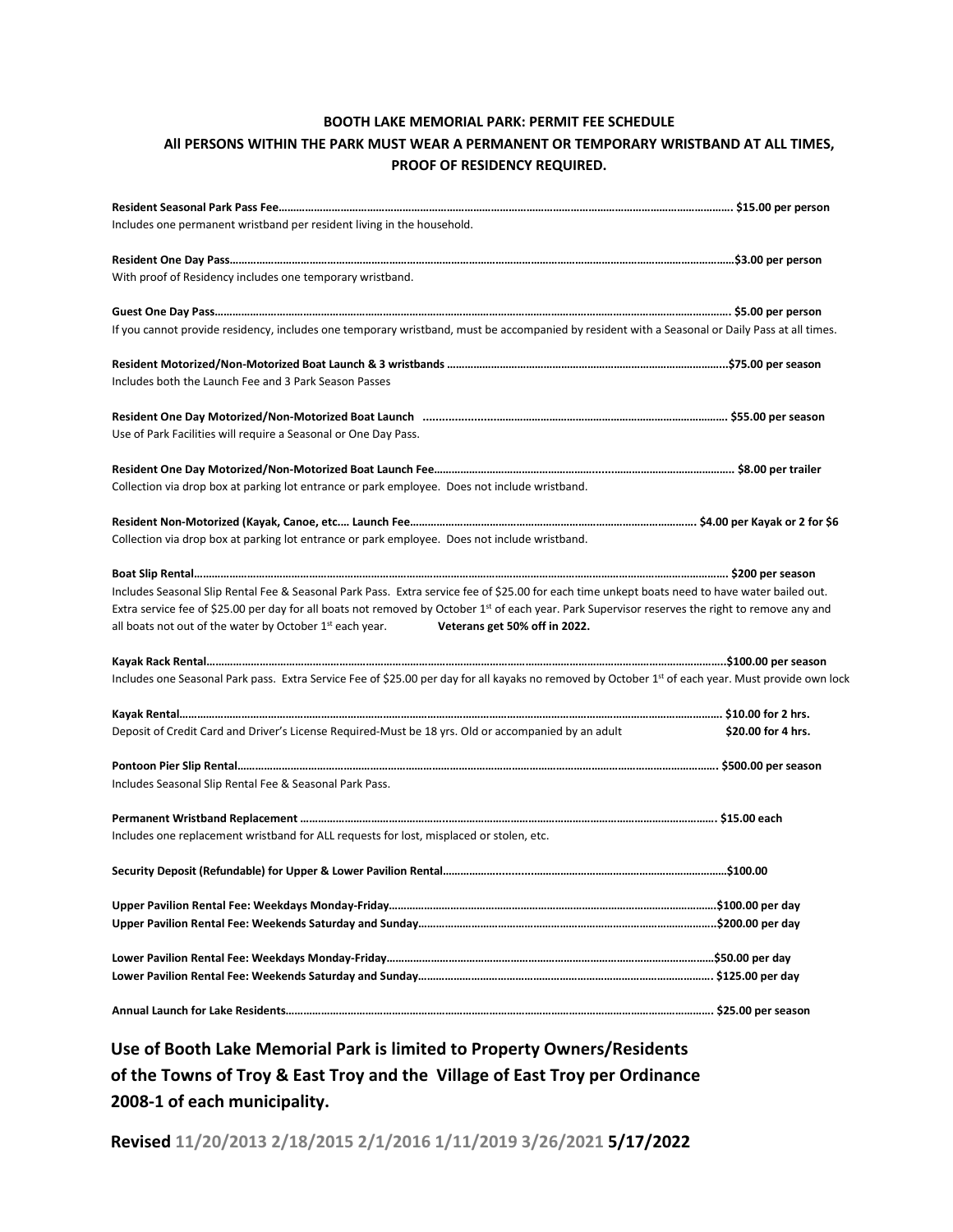**BOOTH LAKE MEMORIAL PARK: PERMIT FEE SCHEDULE**

**All PERSONS WITHIN THE PARK MUST WEAR A PERMANENT OR TEMPORARY WRISTBAND AT ALL TIMES, PROOF OF RESIDENCY REQUIRED.**

**Resident Seasonal Park Pass Fee…………………………………………………………………………………………………………………………… $15.00 per person**
Includes one permanent wristband per resident living in the household.

**Resident One Day Pass………………………………………………………………………………………………………………………………………………$3.00 per person**
With proof of Residency includes one temporary wristband.

**Guest One Day Pass…………………………………………………………………………………………………………………………………………………. $5.00 per person**
If you cannot provide residency, includes one temporary wristband, must be accompanied by resident with a Seasonal or Daily Pass at all times.

**Resident Motorized/Non-Motorized Boat Launch & 3 wristbands ……………………………………………………………………………………..$75.00 per season**
Includes both the Launch Fee and 3 Park Season Passes

**Resident One Day Motorized/Non-Motorized Boat Launch ……………………………………………………………………………………………. $55.00 per season**
Use of Park Facilities will require a Seasonal or One Day Pass.

**Resident One Day Motorized/Non-Motorized Boat Launch Fee………………………………………………………………………………………… $8.00 per trailer**
Collection via drop box at parking lot entrance or park employee. Does not include wristband.

**Resident Non-Motorized (Kayak, Canoe, etc…. Launch Fee……………………………………………………………………………………… $4.00 per Kayak or 2 for $6**
Collection via drop box at parking lot entrance or park employee. Does not include wristband.

**Boat Slip Rental………………………………………………………………………………………………………………………………………………… $200 per season**
Includes Seasonal Slip Rental Fee & Seasonal Park Pass. Extra service fee of $25.00 for each time unkept boats need to have water bailed out. Extra service fee of $25.00 per day for all boats not removed by October 1st of each year. Park Supervisor reserves the right to remove any and all boats not out of the water by October 1st each year. **Veterans get 50% off in 2022.**

**Kayak Rack Rental…………………………………………………………………………………………………………………………………………………..$100.00 per season**
Includes one Seasonal Park pass. Extra Service Fee of $25.00 per day for all kayaks no removed by October 1st of each year. Must provide own lock

**Kayak Rental…………………………………………………………………………………………………………………………………………………… $10.00 for 2 hrs.**
Deposit of Credit Card and Driver's License Required-Must be 18 yrs. Old or accompanied by an adult **$20.00 for 4 hrs.**

**Pontoon Pier Slip Rental……………………………………………………………………………………………………………………………………… $500.00 per season**
Includes Seasonal Slip Rental Fee & Seasonal Park Pass.

**Permanent Wristband Replacement …………………………………………………………………………………………………………………. $15.00 each**
Includes one replacement wristband for ALL requests for lost, misplaced or stolen, etc.

**Security Deposit (Refundable) for Upper & Lower Pavilion Rental……………………………………………………………………………………$100.00**

**Upper Pavilion Rental Fee: Weekdays Monday-Friday…………………………………………………………………………………………………$100.00 per day**
**Upper Pavilion Rental Fee: Weekends Saturday and Sunday………………………………………………………………………………………..$200.00 per day**

**Lower Pavilion Rental Fee: Weekdays Monday-Friday…………………………………………………………………………………………………$50.00 per day**
**Lower Pavilion Rental Fee: Weekends Saturday and Sunday………………………………………………………………………………………. $125.00 per day**

**Annual Launch for Lake Residents………………………………………………………………………………………………………………………. $25.00 per season**

**Use of Booth Lake Memorial Park is limited to Property Owners/Residents of the Towns of Troy & East Troy and the Village of East Troy per Ordinance 2008-1 of each municipality.**

**Revised 11/20/2013 2/18/2015 2/1/2016 1/11/2019 3/26/2021 5/17/2022**